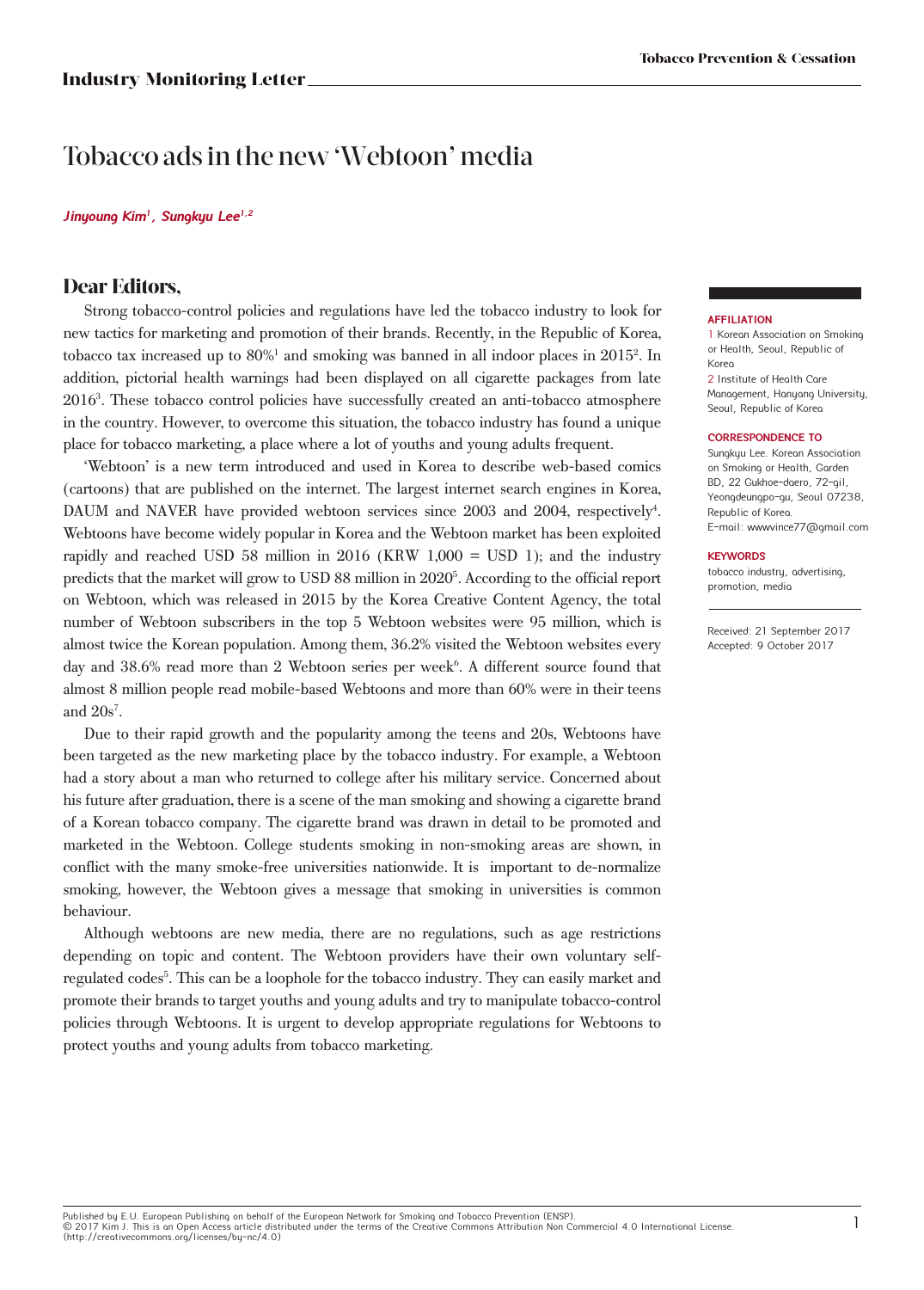## Industry Monitoring Letter

# Tobacco ads in the new 'Webtoon' media

*Jinyoung Kim[1], Sungkyu Lee[1,2]*

## Dear Editors,

Strong tobacco-control policies and regulations have led the tobacco industry to look for new tactics for marketing and promotion of their brands. Recently, in the Republic of Korea, tobacco tax increased up to 80%[1] and smoking was banned in all indoor places in 2015[2]. In addition, pictorial health warnings had been displayed on all cigarette packages from late 2016[3]. These tobacco control policies have successfully created an anti-tobacco atmosphere in the country. However, to overcome this situation, the tobacco industry has found a unique place for tobacco marketing, a place where a lot of youths and young adults frequent.

'Webtoon' is a new term introduced and used in Korea to describe web-based comics (cartoons) that are published on the internet. The largest internet search engines in Korea, DAUM and NAVER have provided webtoon services since 2003 and 2004, respectively[4]. Webtoons have become widely popular in Korea and the Webtoon market has been exploited rapidly and reached USD 58 million in 2016 (KRW 1,000 = USD 1); and the industry predicts that the market will grow to USD 88 million in 2020[5]. According to the official report on Webtoon, which was released in 2015 by the Korea Creative Content Agency, the total number of Webtoon subscribers in the top 5 Webtoon websites were 95 million, which is almost twice the Korean population. Among them, 36.2% visited the Webtoon websites every day and 38.6% read more than 2 Webtoon series per week[6]. A different source found that almost 8 million people read mobile-based Webtoons and more than 60% were in their teens and 20s[7].

Due to their rapid growth and the popularity among the teens and 20s, Webtoons have been targeted as the new marketing place by the tobacco industry. For example, a Webtoon had a story about a man who returned to college after his military service. Concerned about his future after graduation, there is a scene of the man smoking and showing a cigarette brand of a Korean tobacco company. The cigarette brand was drawn in detail to be promoted and marketed in the Webtoon. College students smoking in non-smoking areas are shown, in conflict with the many smoke-free universities nationwide. It is important to de-normalize smoking, however, the Webtoon gives a message that smoking in universities is common behaviour.

Although webtoons are new media, there are no regulations, such as age restrictions depending on topic and content. The Webtoon providers have their own voluntary self-regulated codes[5]. This can be a loophole for the tobacco industry. They can easily market and promote their brands to target youths and young adults and try to manipulate tobacco-control policies through Webtoons. It is urgent to develop appropriate regulations for Webtoons to protect youths and young adults from tobacco marketing.

**AFFILIATION**

1 Korean Association on Smoking or Health, Seoul, Republic of Korea

2 Institute of Health Care Management, Hanyang University, Seoul, Republic of Korea

**CORRESPONDENCE TO**

Sungkyu Lee. Korean Association on Smoking or Health, Garden BD, 22 Gukhoe-daero, 72-gil, Yeongdeungpo-gu, Seoul 07238, Republic of Korea.
E-mail: wwwvince77@gmail.com

**KEYWORDS**

tobacco industry, advertising, promotion, media

Received: 21 September 2017
Accepted: 9 October 2017

Published by E.U. European Publishing on behalf of the European Network for Smoking and Tobacco Prevention (ENSP).
© 2017 Kim J. This is an Open Access article distributed under the terms of the Creative Commons Attribution Non Commercial 4.0 International License. (http://creativecommons.org/licenses/by-nc/4.0)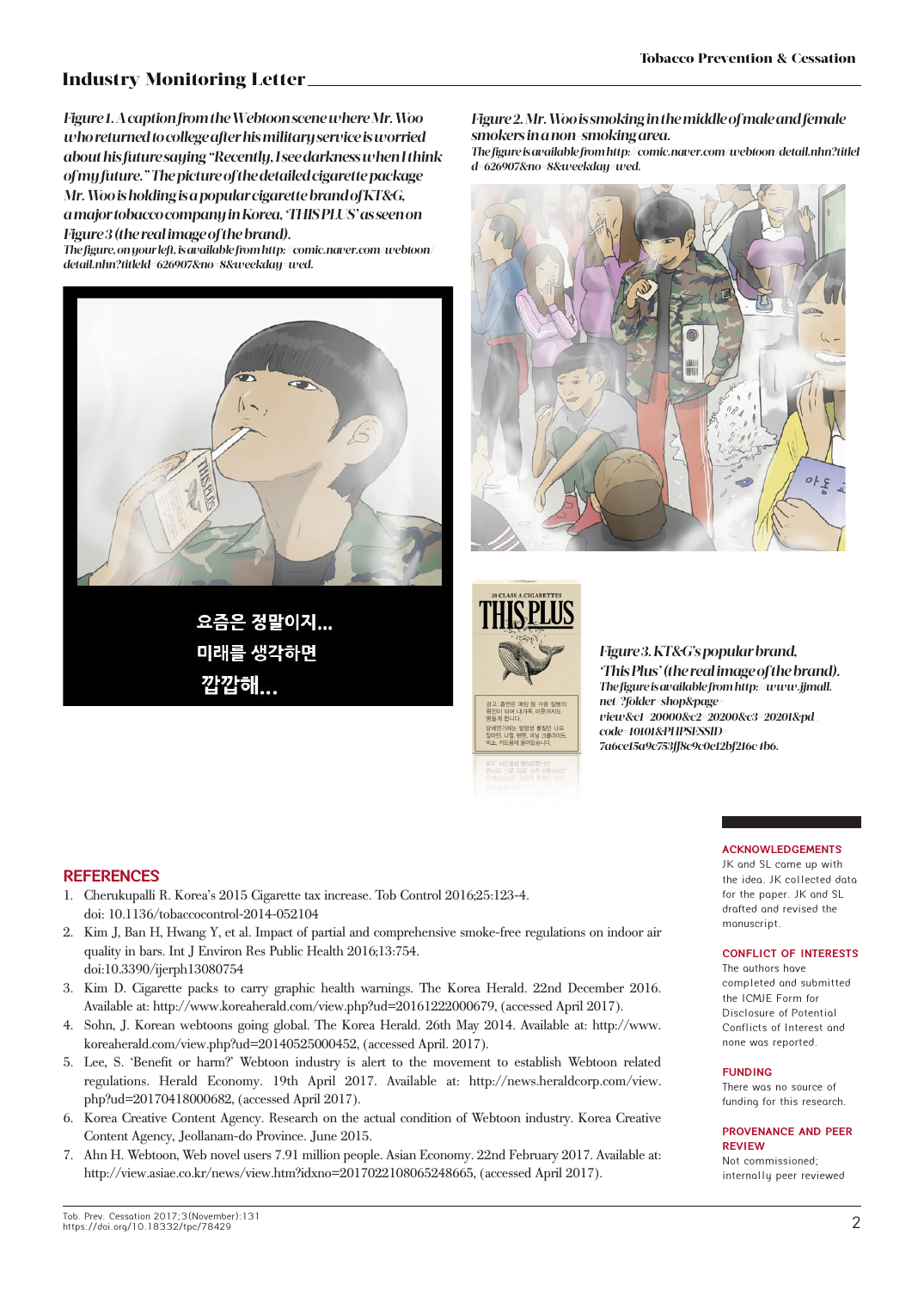*Figure 1. A caption from the Webtoon scene where Mr. Woo who returned to college after his military service is worried about his future saying "Recently, I see darkness when I think of my future." The picture of the detailed cigarette package Mr. Woo is holding is a popular cigarette brand of KT&G, a major tobacco company in Korea, 'THIS PLUS' as seen on Figure 3 (the real image of the brand).*

*The figure, on your left, is available from http://comic.naver.com/webtoon/detail.nhn?titleId=626907&no=8&weekday=wed.*

*Figure 2. Mr. Woo is smoking in the middle of male and female smokers in a non-smoking area.*

*The figure is available from http://comic.naver.com/webtoon/detail.nhn?titleId=626907&no=8&weekday=wed.*

*Figure 3. KT&G's popular brand, 'This Plus' (the real image of the brand).*

*The figure is available from http://www.jjmall.net/?folder=shop&page=view&c1=20000&c2=20200&c3=20201&pdcode=10101&PHPSESSID=7a6ce15a9c753ff8c9c0e12bf216c4b6.*

## REFERENCES

1. Cherukupalli R. Korea's 2015 Cigarette tax increase. Tob Control 2016;25:123-4. doi: 10.1136/tobaccocontrol-2014-052104
2. Kim J, Ban H, Hwang Y, et al. Impact of partial and comprehensive smoke-free regulations on indoor air quality in bars. Int J Environ Res Public Health 2016;13:754. doi:10.3390/ijerph13080754
3. Kim D. Cigarette packs to carry graphic health warnings. The Korea Herald. 22nd December 2016. Available at: http://www.koreaherald.com/view.php?ud=20161222000679, (accessed April 2017).
4. Sohn, J. Korean webtoons going global. The Korea Herald. 26th May 2014. Available at: http://www.koreaherald.com/view.php?ud=20140525000452, (accessed April. 2017).
5. Lee, S. 'Benefit or harm?' Webtoon industry is alert to the movement to establish Webtoon related regulations. Herald Economy. 19th April 2017. Available at: http://news.heraldcorp.com/view.php?ud=20170418000682, (accessed April 2017).
6. Korea Creative Content Agency. Research on the actual condition of Webtoon industry. Korea Creative Content Agency, Jeollanam-do Province. June 2015.
7. Ahn H. Webtoon, Web novel users 7.91 million people. Asian Economy. 22nd February 2017. Available at: http://view.asiae.co.kr/news/view.htm?idxno=2017022108065248665, (accessed April 2017).

### ACKNOWLEDGEMENTS

JK and SL came up with the idea. JK collected data for the paper. JK and SL drafted and revised the manuscript.

### CONFLICT OF INTERESTS

The authors have completed and submitted the ICMJE Form for Disclosure of Potential Conflicts of Interest and none was reported.

### FUNDING

There was no source of funding for this research.

### PROVENANCE AND PEER REVIEW

Not commissioned; internally peer reviewed